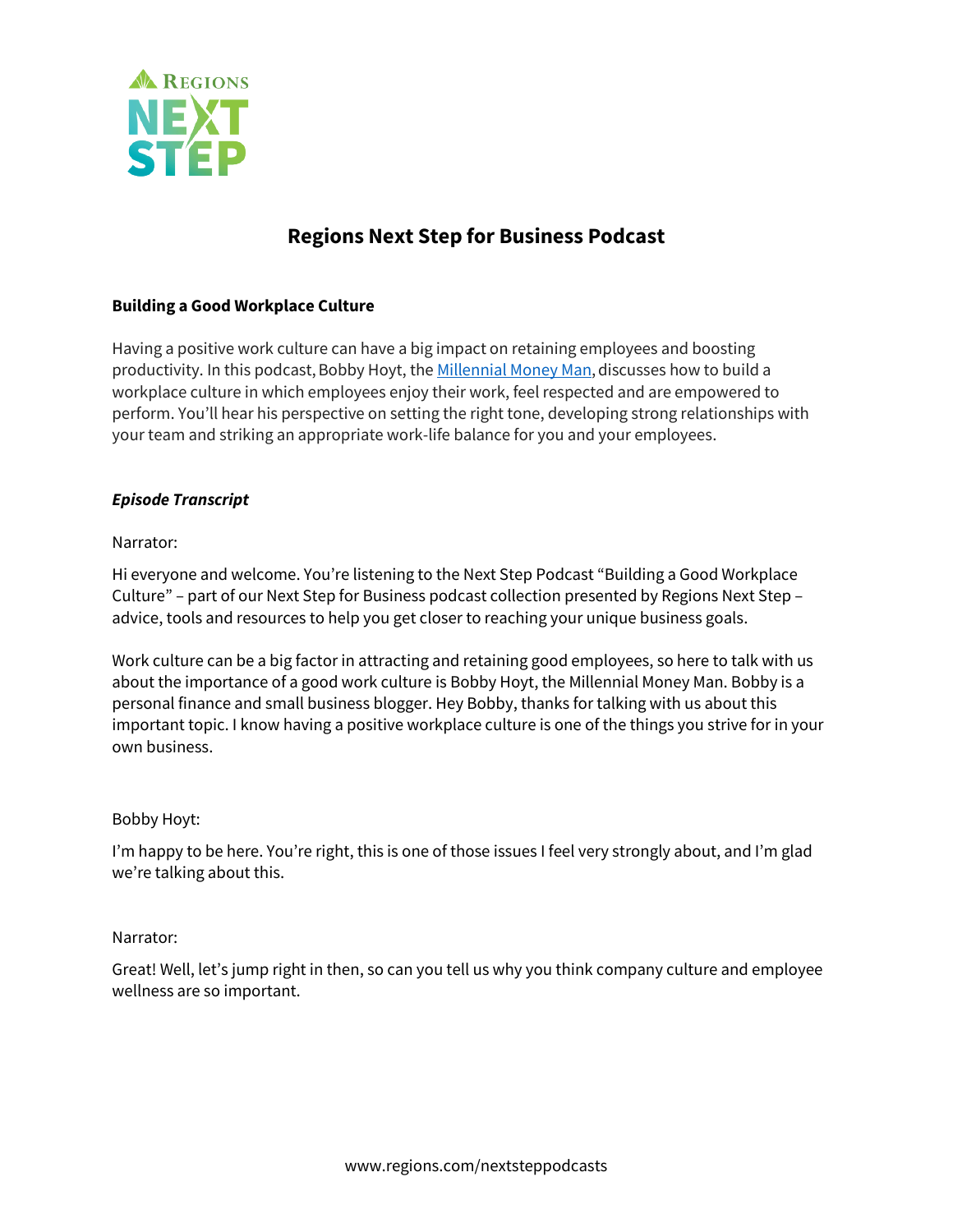# Regions Next Step for Business Podcast

### Building a Good Workplace Culture

Having a positive work culture can have a big impact on retaining employees and boosting productivity. In this podcast, Bobby Hoyt, the Millennial Money Man, discusses how to build a workplace culture in which employees enjoy their work, feel respected and are empowered to perform. You'll hear his perspective on setting the right tone, developing strong relationships with your team and striking an appropriate work-life balance for you and your employees.

### *Episode Transcript*

Narrator:

Hi everyone and welcome. You're listening to the Next Step Podcast "Building a Good Workplace Culture" – part of our Next Step for Business podcast collection presented by Regions Next Step – advice, tools and resources to help you get closer to reaching your unique business goals.

Work culture can be a big factor in attracting and retaining good employees, so here to talk with us about the importance of a good work culture is Bobby Hoyt, the Millennial Money Man. Bobby is a personal finance and small business blogger. Hey Bobby, thanks for talking with us about this important topic. I know having a positive workplace culture is one of the things you strive for in your own business.

Bobby Hoyt:

I'm happy to be here. You're right, this is one of those issues I feel very strongly about, and I'm glad we're talking about this.

Narrator:

Great! Well, let's jump right in then, so can you tell us why you think company culture and employee wellness are so important.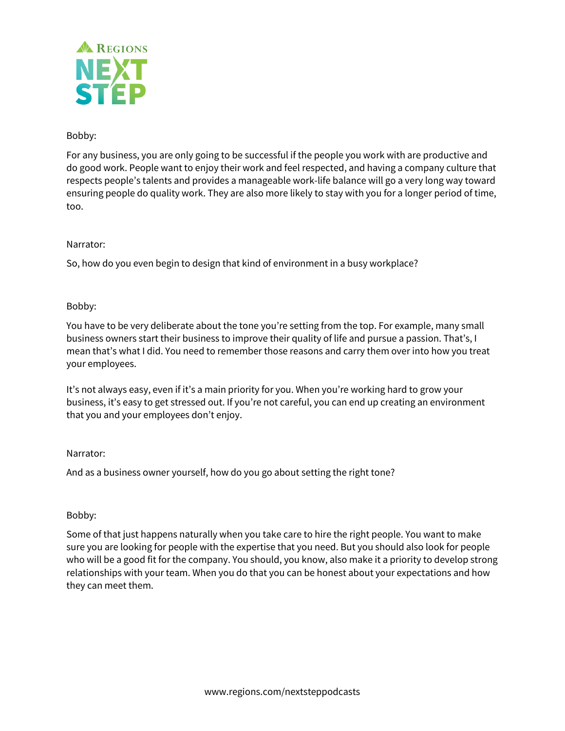Bobby:

For any business, you are only going to be successful if the people you work with are productive and do good work. People want to enjoy their work and feel respected, and having a company culture that respects people's talents and provides a manageable work-life balance will go a very long way toward ensuring people do quality work. They are also more likely to stay with you for a longer period of time, too.

Narrator:

So, how do you even begin to design that kind of environment in a busy workplace?

Bobby:

You have to be very deliberate about the tone you're setting from the top. For example, many small business owners start their business to improve their quality of life and pursue a passion. That's, I mean that's what I did. You need to remember those reasons and carry them over into how you treat your employees.

It's not always easy, even if it's a main priority for you. When you're working hard to grow your business, it's easy to get stressed out. If you're not careful, you can end up creating an environment that you and your employees don't enjoy.

Narrator:

And as a business owner yourself, how do you go about setting the right tone?

Bobby:

Some of that just happens naturally when you take care to hire the right people. You want to make sure you are looking for people with the expertise that you need. But you should also look for people who will be a good fit for the company. You should, you know, also make it a priority to develop strong relationships with your team. When you do that you can be honest about your expectations and how they can meet them.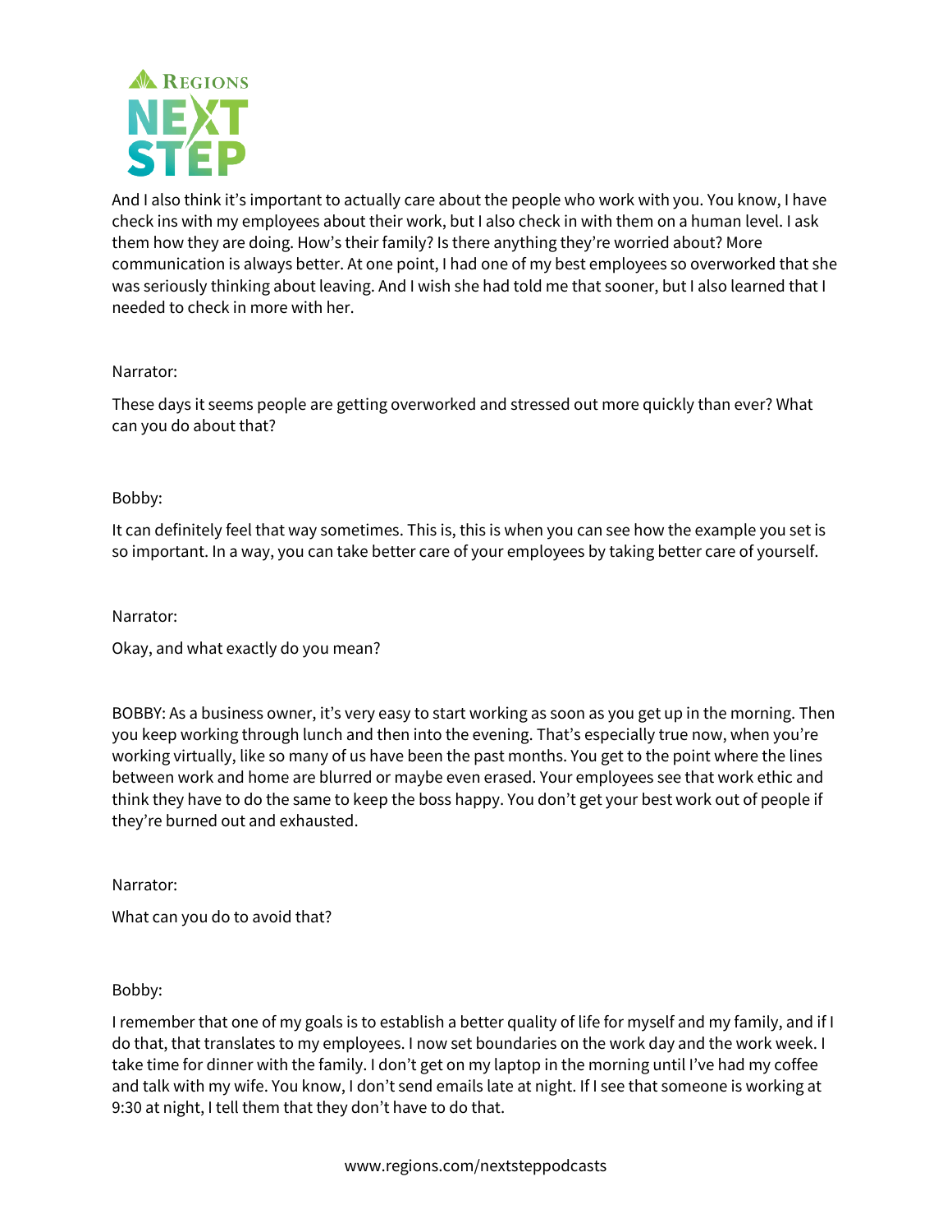And I also think it's important to actually care about the people who work with you. You know, I have check ins with my employees about their work, but I also check in with them on a human level. I ask them how they are doing. How's their family? Is there anything they're worried about? More communication is always better. At one point, I had one of my best employees so overworked that she was seriously thinking about leaving. And I wish she had told me that sooner, but I also learned that I needed to check in more with her.

Narrator:

These days it seems people are getting overworked and stressed out more quickly than ever? What can you do about that?

Bobby:

It can definitely feel that way sometimes. This is, this is when you can see how the example you set is so important. In a way, you can take better care of your employees by taking better care of yourself.

Narrator:

Okay, and what exactly do you mean?

BOBBY: As a business owner, it's very easy to start working as soon as you get up in the morning. Then you keep working through lunch and then into the evening. That's especially true now, when you're working virtually, like so many of us have been the past months. You get to the point where the lines between work and home are blurred or maybe even erased. Your employees see that work ethic and think they have to do the same to keep the boss happy. You don't get your best work out of people if they're burned out and exhausted.

Narrator:

What can you do to avoid that?

Bobby:

I remember that one of my goals is to establish a better quality of life for myself and my family, and if I do that, that translates to my employees. I now set boundaries on the work day and the work week. I take time for dinner with the family. I don't get on my laptop in the morning until I've had my coffee and talk with my wife. You know, I don't send emails late at night. If I see that someone is working at 9:30 at night, I tell them that they don't have to do that.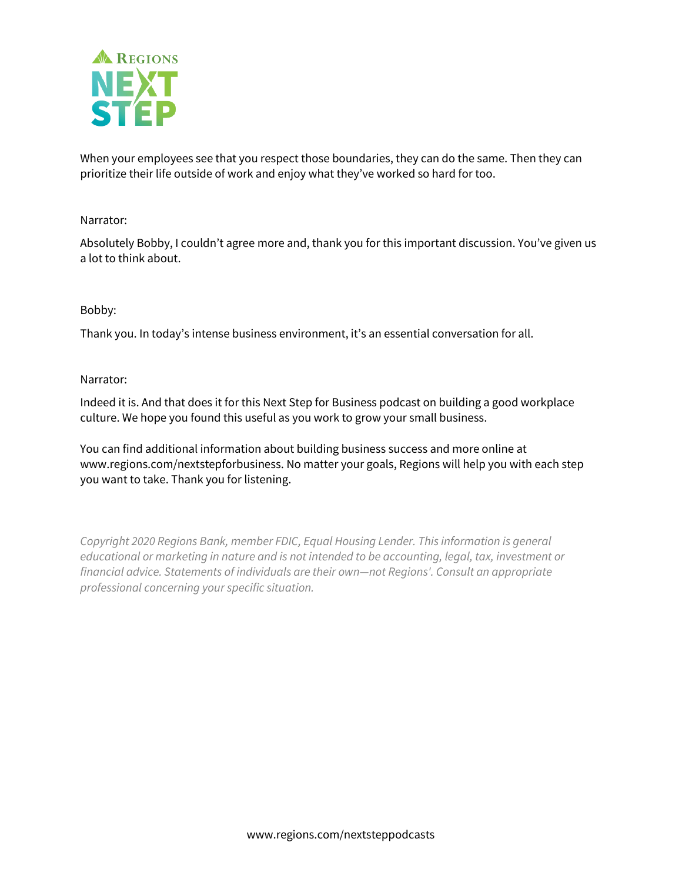When your employees see that you respect those boundaries, they can do the same. Then they can prioritize their life outside of work and enjoy what they've worked so hard for too.

Narrator:

Absolutely Bobby, I couldn't agree more and, thank you for this important discussion. You've given us a lot to think about.

Bobby:

Thank you. In today's intense business environment, it's an essential conversation for all.

Narrator:

Indeed it is. And that does it for this Next Step for Business podcast on building a good workplace culture. We hope you found this useful as you work to grow your small business.

You can find additional information about building business success and more online at www.regions.com/nextstepforbusiness. No matter your goals, Regions will help you with each step you want to take. Thank you for listening.

*Copyright 2020 Regions Bank, member FDIC, Equal Housing Lender. This information is general educational or marketing in nature and is not intended to be accounting, legal, tax, investment or financial advice. Statements of individuals are their own—not Regions'. Consult an appropriate professional concerning your specific situation.*